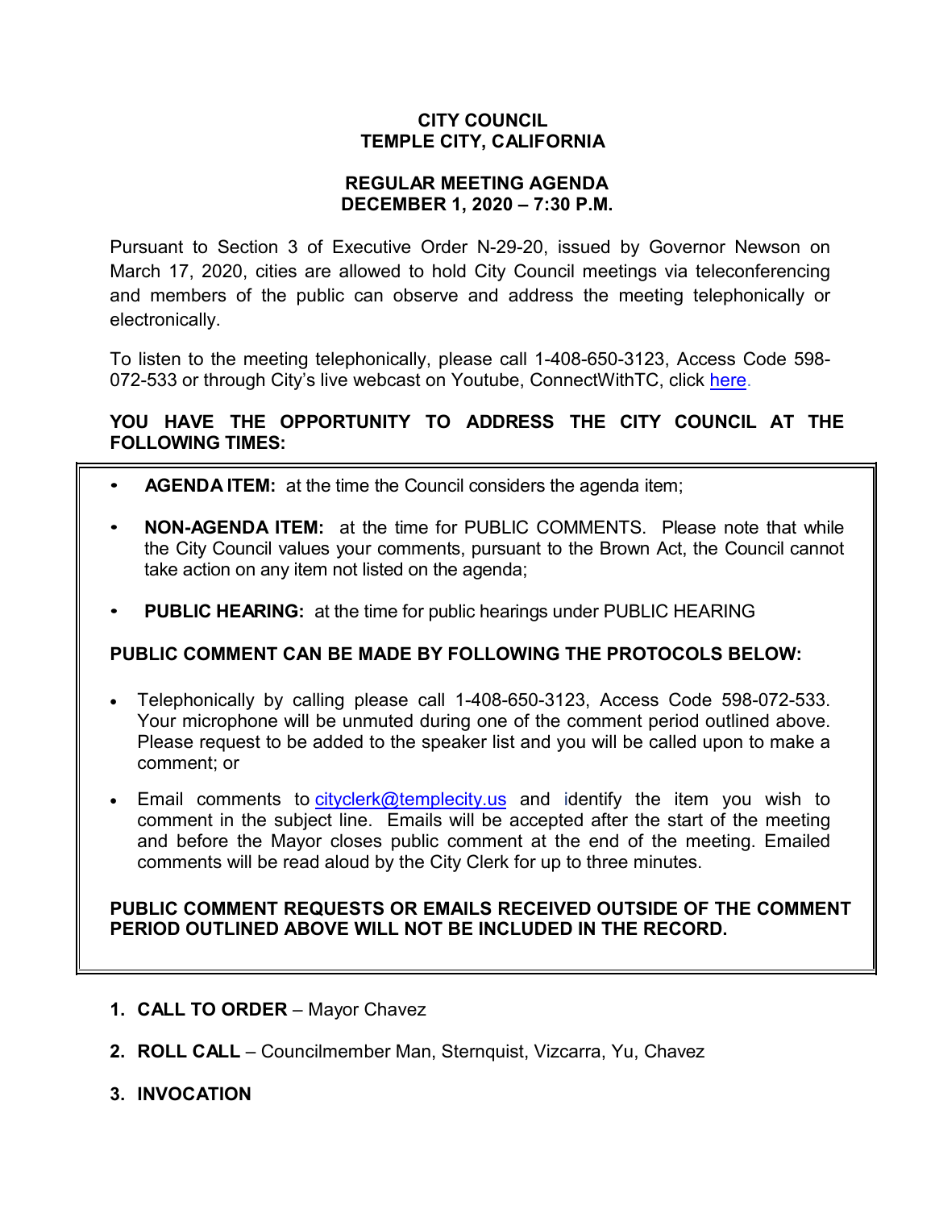**CITY COUNCIL**
**TEMPLE CITY, CALIFORNIA**

**REGULAR MEETING AGENDA**
**DECEMBER 1, 2020 – 7:30 P.M.**

Pursuant to Section 3 of Executive Order N-29-20, issued by Governor Newson on March 17, 2020, cities are allowed to hold City Council meetings via teleconferencing and members of the public can observe and address the meeting telephonically or electronically.

To listen to the meeting telephonically, please call 1-408-650-3123, Access Code 598-072-533 or through City's live webcast on Youtube, ConnectWithTC, click here.

**YOU HAVE THE OPPORTUNITY TO ADDRESS THE CITY COUNCIL AT THE FOLLOWING TIMES:**

- **AGENDA ITEM:** at the time the Council considers the agenda item;
- **NON-AGENDA ITEM:** at the time for PUBLIC COMMENTS. Please note that while the City Council values your comments, pursuant to the Brown Act, the Council cannot take action on any item not listed on the agenda;
- **PUBLIC HEARING:** at the time for public hearings under PUBLIC HEARING

**PUBLIC COMMENT CAN BE MADE BY FOLLOWING THE PROTOCOLS BELOW:**

- Telephonically by calling please call 1-408-650-3123, Access Code 598-072-533. Your microphone will be unmuted during one of the comment period outlined above. Please request to be added to the speaker list and you will be called upon to make a comment; or
- Email comments to cityclerk@templecity.us and identify the item you wish to comment in the subject line. Emails will be accepted after the start of the meeting and before the Mayor closes public comment at the end of the meeting. Emailed comments will be read aloud by the City Clerk for up to three minutes.

**PUBLIC COMMENT REQUESTS OR EMAILS RECEIVED OUTSIDE OF THE COMMENT PERIOD OUTLINED ABOVE WILL NOT BE INCLUDED IN THE RECORD.**

1. **CALL TO ORDER** – Mayor Chavez
2. **ROLL CALL** – Councilmember Man, Sternquist, Vizcarra, Yu, Chavez
3. **INVOCATION**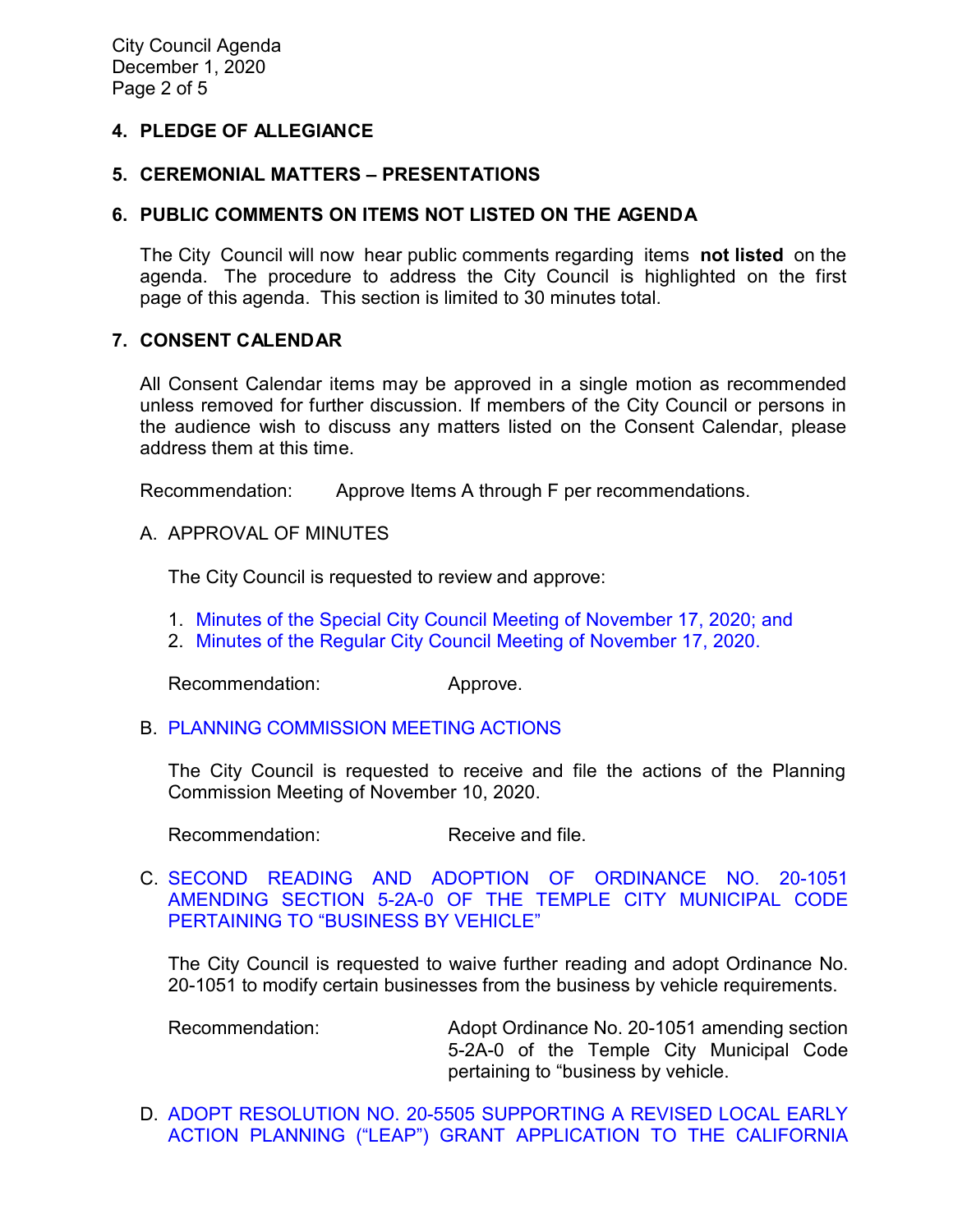## 4. PLEDGE OF ALLEGIANCE

## 5. CEREMONIAL MATTERS – PRESENTATIONS

## 6. PUBLIC COMMENTS ON ITEMS NOT LISTED ON THE AGENDA

The City Council will now hear public comments regarding items **not listed** on the agenda. The procedure to address the City Council is highlighted on the first page of this agenda. This section is limited to 30 minutes total.

## 7. CONSENT CALENDAR

All Consent Calendar items may be approved in a single motion as recommended unless removed for further discussion. If members of the City Council or persons in the audience wish to discuss any matters listed on the Consent Calendar, please address them at this time.

Recommendation: Approve Items A through F per recommendations.

A. APPROVAL OF MINUTES

The City Council is requested to review and approve:

1. Minutes of the Special City Council Meeting of November 17, 2020; and
2. Minutes of the Regular City Council Meeting of November 17, 2020.

Recommendation: Approve.

B. PLANNING COMMISSION MEETING ACTIONS

The City Council is requested to receive and file the actions of the Planning Commission Meeting of November 10, 2020.

Recommendation: Receive and file.

C. SECOND READING AND ADOPTION OF ORDINANCE NO. 20-1051 AMENDING SECTION 5-2A-0 OF THE TEMPLE CITY MUNICIPAL CODE PERTAINING TO "BUSINESS BY VEHICLE"

The City Council is requested to waive further reading and adopt Ordinance No. 20-1051 to modify certain businesses from the business by vehicle requirements.

Recommendation: Adopt Ordinance No. 20-1051 amending section 5-2A-0 of the Temple City Municipal Code pertaining to "business by vehicle.

D. ADOPT RESOLUTION NO. 20-5505 SUPPORTING A REVISED LOCAL EARLY ACTION PLANNING ("LEAP") GRANT APPLICATION TO THE CALIFORNIA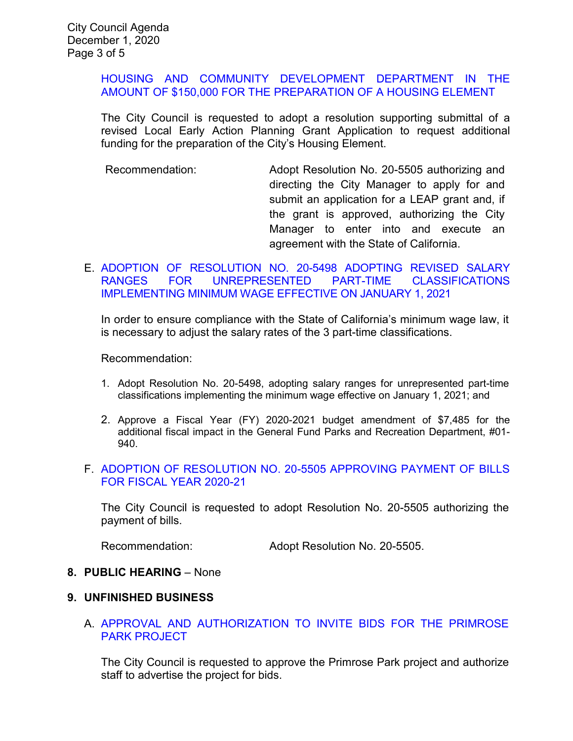HOUSING AND COMMUNITY DEVELOPMENT DEPARTMENT IN THE AMOUNT OF $150,000 FOR THE PREPARATION OF A HOUSING ELEMENT

The City Council is requested to adopt a resolution supporting submittal of a revised Local Early Action Planning Grant Application to request additional funding for the preparation of the City's Housing Element.

Recommendation: Adopt Resolution No. 20-5505 authorizing and directing the City Manager to apply for and submit an application for a LEAP grant and, if the grant is approved, authorizing the City Manager to enter into and execute an agreement with the State of California.

E. ADOPTION OF RESOLUTION NO. 20-5498 ADOPTING REVISED SALARY RANGES FOR UNREPRESENTED PART-TIME CLASSIFICATIONS IMPLEMENTING MINIMUM WAGE EFFECTIVE ON JANUARY 1, 2021

In order to ensure compliance with the State of California's minimum wage law, it is necessary to adjust the salary rates of the 3 part-time classifications.

Recommendation:

1. Adopt Resolution No. 20-5498, adopting salary ranges for unrepresented part-time classifications implementing the minimum wage effective on January 1, 2021; and
2. Approve a Fiscal Year (FY) 2020-2021 budget amendment of $7,485 for the additional fiscal impact in the General Fund Parks and Recreation Department, #01-940.

F. ADOPTION OF RESOLUTION NO. 20-5505 APPROVING PAYMENT OF BILLS FOR FISCAL YEAR 2020-21

The City Council is requested to adopt Resolution No. 20-5505 authorizing the payment of bills.

Recommendation: Adopt Resolution No. 20-5505.

## 8. PUBLIC HEARING – None

## 9. UNFINISHED BUSINESS

A. APPROVAL AND AUTHORIZATION TO INVITE BIDS FOR THE PRIMROSE PARK PROJECT

The City Council is requested to approve the Primrose Park project and authorize staff to advertise the project for bids.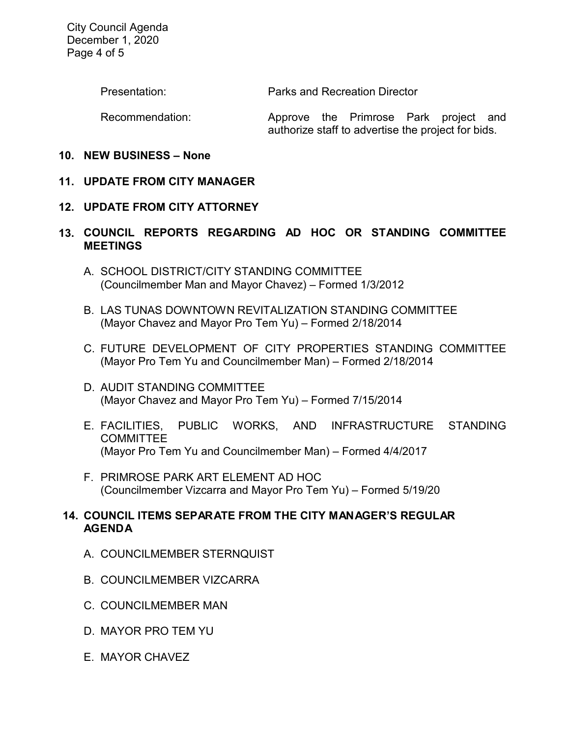Presentation: Parks and Recreation Director

Recommendation: Approve the Primrose Park project and authorize staff to advertise the project for bids.

**10. NEW BUSINESS – None**

**11. UPDATE FROM CITY MANAGER**

**12. UPDATE FROM CITY ATTORNEY**

**13. COUNCIL REPORTS REGARDING AD HOC OR STANDING COMMITTEE MEETINGS**

A. SCHOOL DISTRICT/CITY STANDING COMMITTEE
(Councilmember Man and Mayor Chavez) – Formed 1/3/2012

B. LAS TUNAS DOWNTOWN REVITALIZATION STANDING COMMITTEE
(Mayor Chavez and Mayor Pro Tem Yu) – Formed 2/18/2014

C. FUTURE DEVELOPMENT OF CITY PROPERTIES STANDING COMMITTEE
(Mayor Pro Tem Yu and Councilmember Man) – Formed 2/18/2014

D. AUDIT STANDING COMMITTEE
(Mayor Chavez and Mayor Pro Tem Yu) – Formed 7/15/2014

E. FACILITIES, PUBLIC WORKS, AND INFRASTRUCTURE STANDING COMMITTEE
(Mayor Pro Tem Yu and Councilmember Man) – Formed 4/4/2017

F. PRIMROSE PARK ART ELEMENT AD HOC
(Councilmember Vizcarra and Mayor Pro Tem Yu) – Formed 5/19/20

**14. COUNCIL ITEMS SEPARATE FROM THE CITY MANAGER'S REGULAR AGENDA**

A. COUNCILMEMBER STERNQUIST

B. COUNCILMEMBER VIZCARRA

C. COUNCILMEMBER MAN

D. MAYOR PRO TEM YU

E. MAYOR CHAVEZ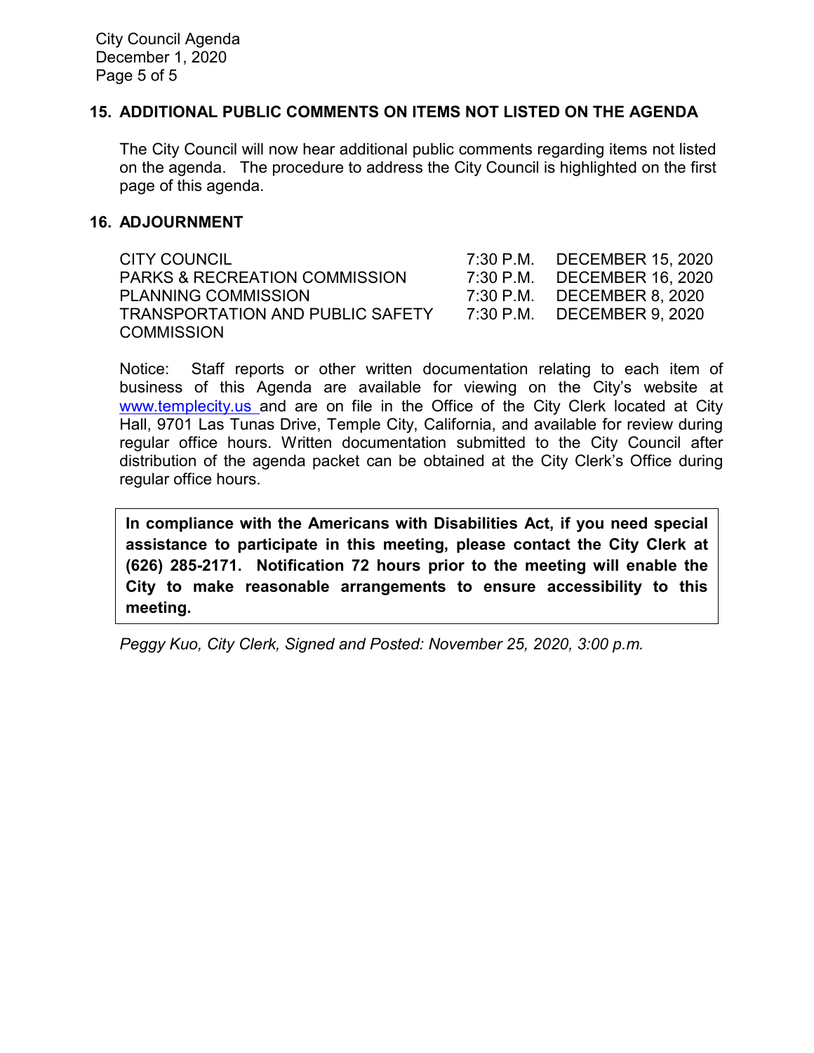## 15. ADDITIONAL PUBLIC COMMENTS ON ITEMS NOT LISTED ON THE AGENDA

The City Council will now hear additional public comments regarding items not listed on the agenda. The procedure to address the City Council is highlighted on the first page of this agenda.

## 16. ADJOURNMENT

| | | |
|---|---|---|
| CITY COUNCIL | 7:30 P.M. | DECEMBER 15, 2020 |
| PARKS & RECREATION COMMISSION | 7:30 P.M. | DECEMBER 16, 2020 |
| PLANNING COMMISSION | 7:30 P.M. | DECEMBER 8, 2020 |
| TRANSPORTATION AND PUBLIC SAFETY COMMISSION | 7:30 P.M. | DECEMBER 9, 2020 |

Notice: Staff reports or other written documentation relating to each item of business of this Agenda are available for viewing on the City's website at www.templecity.us and are on file in the Office of the City Clerk located at City Hall, 9701 Las Tunas Drive, Temple City, California, and available for review during regular office hours. Written documentation submitted to the City Council after distribution of the agenda packet can be obtained at the City Clerk's Office during regular office hours.

**In compliance with the Americans with Disabilities Act, if you need special assistance to participate in this meeting, please contact the City Clerk at (626) 285-2171. Notification 72 hours prior to the meeting will enable the City to make reasonable arrangements to ensure accessibility to this meeting.**

*Peggy Kuo, City Clerk, Signed and Posted: November 25, 2020, 3:00 p.m.*